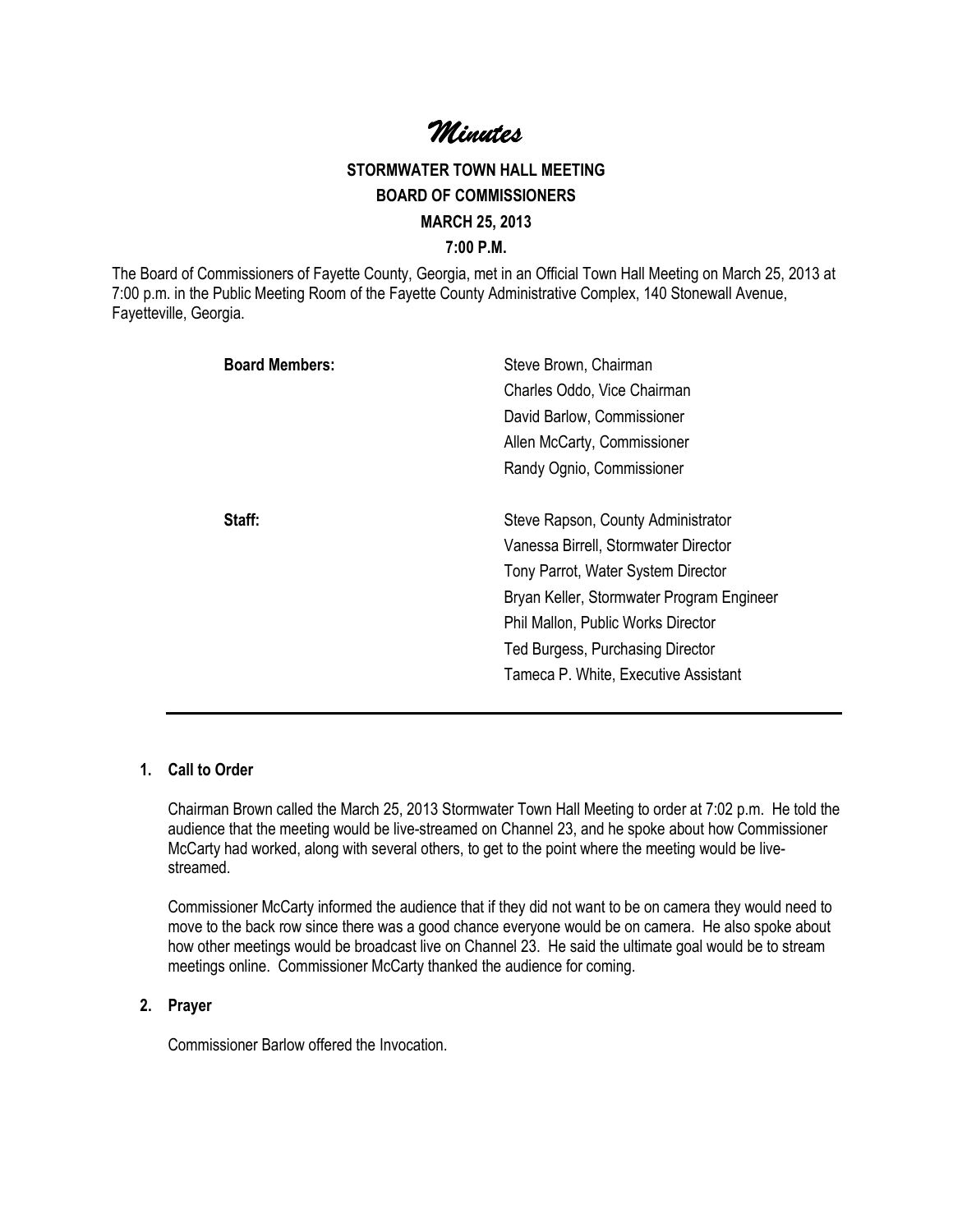# *Minutes*

## STORMWATER TOWN HALL MEETING
## BOARD OF COMMISSIONERS
## MARCH 25, 2013
## 7:00 P.M.

The Board of Commissioners of Fayette County, Georgia, met in an Official Town Hall Meeting on March 25, 2013 at 7:00 p.m. in the Public Meeting Room of the Fayette County Administrative Complex, 140 Stonewall Avenue, Fayetteville, Georgia.

| | |
|---|---|
| **Board Members:** | Steve Brown, Chairman |
| | Charles Oddo, Vice Chairman |
| | David Barlow, Commissioner |
| | Allen McCarty, Commissioner |
| | Randy Ognio, Commissioner |
| **Staff:** | Steve Rapson, County Administrator |
| | Vanessa Birrell, Stormwater Director |
| | Tony Parrot, Water System Director |
| | Bryan Keller, Stormwater Program Engineer |
| | Phil Mallon, Public Works Director |
| | Ted Burgess, Purchasing Director |
| | Tameca P. White, Executive Assistant |

---

**1. Call to Order**

Chairman Brown called the March 25, 2013 Stormwater Town Hall Meeting to order at 7:02 p.m. He told the audience that the meeting would be live-streamed on Channel 23, and he spoke about how Commissioner McCarty had worked, along with several others, to get to the point where the meeting would be live-streamed.

Commissioner McCarty informed the audience that if they did not want to be on camera they would need to move to the back row since there was a good chance everyone would be on camera. He also spoke about how other meetings would be broadcast live on Channel 23. He said the ultimate goal would be to stream meetings online. Commissioner McCarty thanked the audience for coming.

**2. Prayer**

Commissioner Barlow offered the Invocation.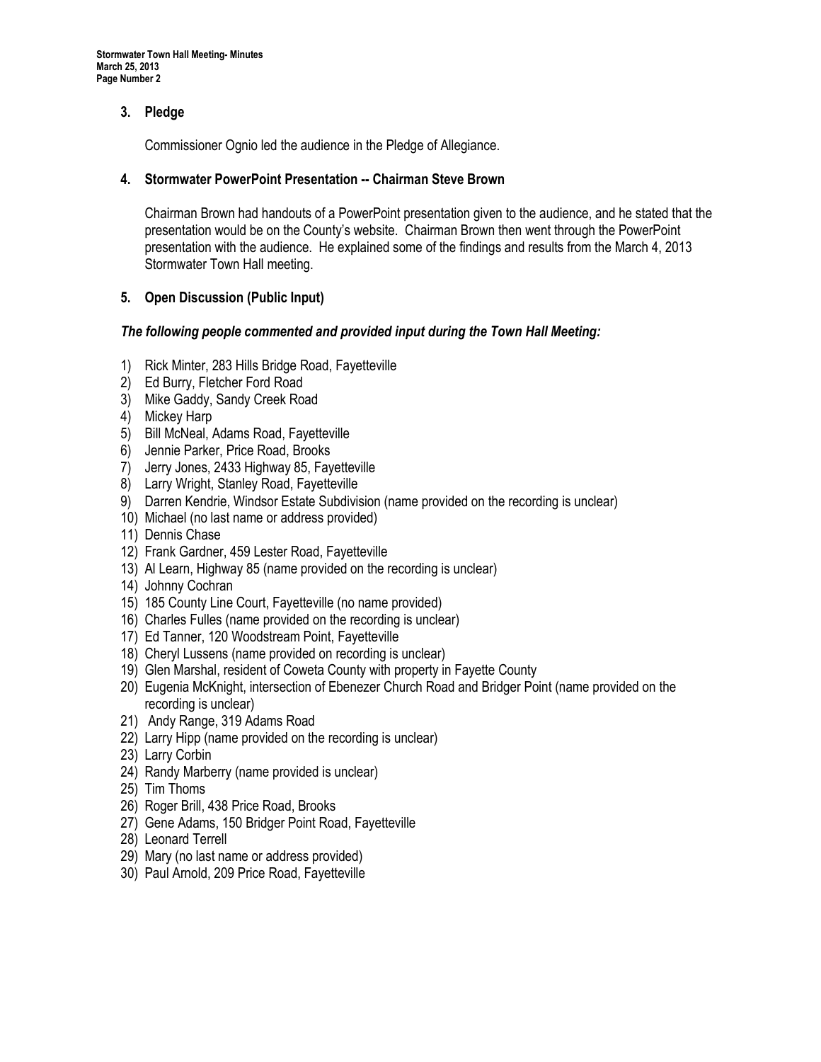### 3. Pledge

Commissioner Ognio led the audience in the Pledge of Allegiance.

### 4. Stormwater PowerPoint Presentation -- Chairman Steve Brown

Chairman Brown had handouts of a PowerPoint presentation given to the audience, and he stated that the presentation would be on the County's website. Chairman Brown then went through the PowerPoint presentation with the audience. He explained some of the findings and results from the March 4, 2013 Stormwater Town Hall meeting.

### 5. Open Discussion (Public Input)

***The following people commented and provided input during the Town Hall Meeting:***

1) Rick Minter, 283 Hills Bridge Road, Fayetteville
2) Ed Burry, Fletcher Ford Road
3) Mike Gaddy, Sandy Creek Road
4) Mickey Harp
5) Bill McNeal, Adams Road, Fayetteville
6) Jennie Parker, Price Road, Brooks
7) Jerry Jones, 2433 Highway 85, Fayetteville
8) Larry Wright, Stanley Road, Fayetteville
9) Darren Kendrie, Windsor Estate Subdivision (name provided on the recording is unclear)
10) Michael (no last name or address provided)
11) Dennis Chase
12) Frank Gardner, 459 Lester Road, Fayetteville
13) Al Learn, Highway 85 (name provided on the recording is unclear)
14) Johnny Cochran
15) 185 County Line Court, Fayetteville (no name provided)
16) Charles Fulles (name provided on the recording is unclear)
17) Ed Tanner, 120 Woodstream Point, Fayetteville
18) Cheryl Lussens (name provided on recording is unclear)
19) Glen Marshal, resident of Coweta County with property in Fayette County
20) Eugenia McKnight, intersection of Ebenezer Church Road and Bridger Point (name provided on the recording is unclear)
21) Andy Range, 319 Adams Road
22) Larry Hipp (name provided on the recording is unclear)
23) Larry Corbin
24) Randy Marberry (name provided is unclear)
25) Tim Thoms
26) Roger Brill, 438 Price Road, Brooks
27) Gene Adams, 150 Bridger Point Road, Fayetteville
28) Leonard Terrell
29) Mary (no last name or address provided)
30) Paul Arnold, 209 Price Road, Fayetteville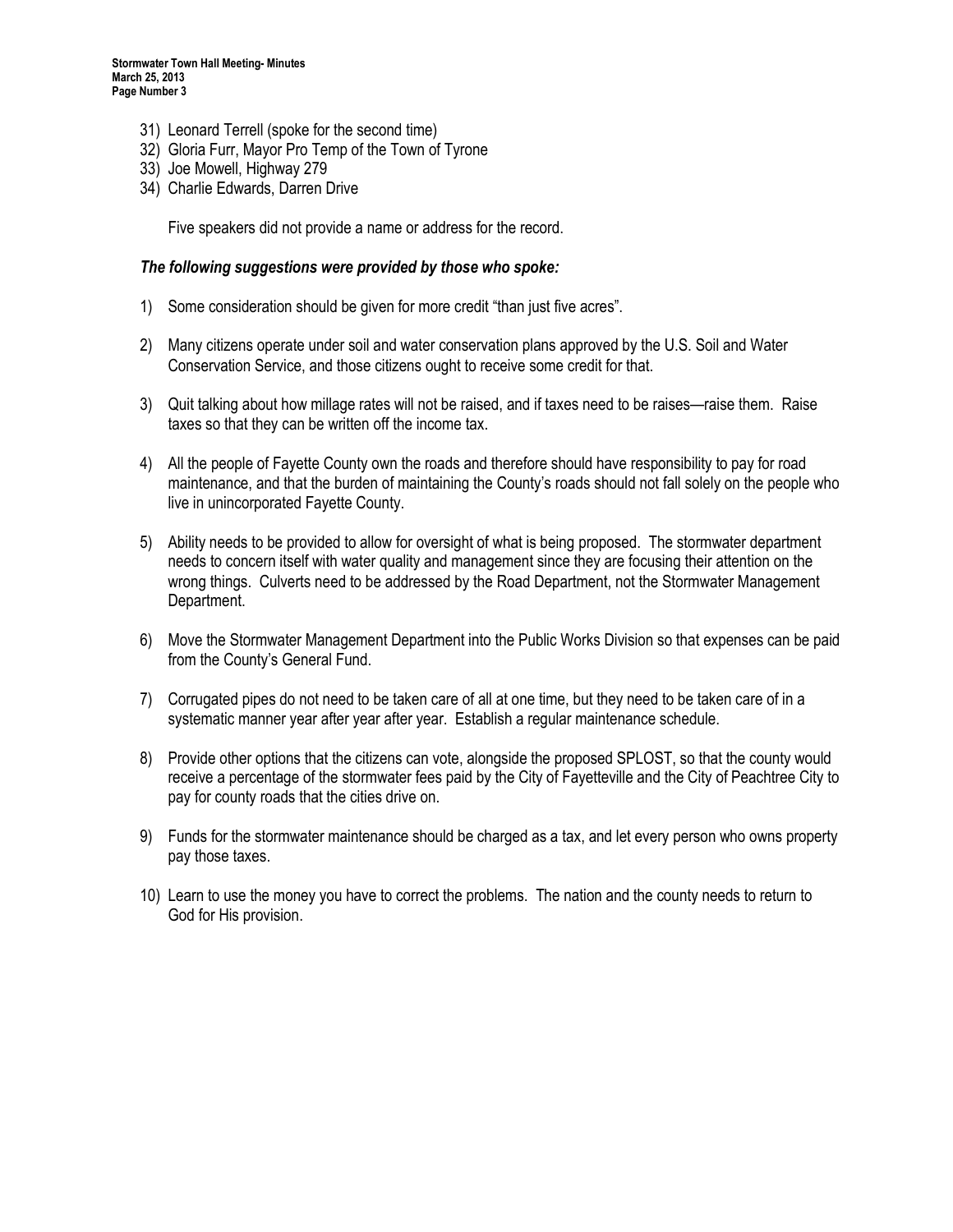31) Leonard Terrell (spoke for the second time)
32) Gloria Furr, Mayor Pro Temp of the Town of Tyrone
33) Joe Mowell, Highway 279
34) Charlie Edwards, Darren Drive

Five speakers did not provide a name or address for the record.

***The following suggestions were provided by those who spoke:***

1) Some consideration should be given for more credit "than just five acres".

2) Many citizens operate under soil and water conservation plans approved by the U.S. Soil and Water Conservation Service, and those citizens ought to receive some credit for that.

3) Quit talking about how millage rates will not be raised, and if taxes need to be raises—raise them. Raise taxes so that they can be written off the income tax.

4) All the people of Fayette County own the roads and therefore should have responsibility to pay for road maintenance, and that the burden of maintaining the County's roads should not fall solely on the people who live in unincorporated Fayette County.

5) Ability needs to be provided to allow for oversight of what is being proposed. The stormwater department needs to concern itself with water quality and management since they are focusing their attention on the wrong things. Culverts need to be addressed by the Road Department, not the Stormwater Management Department.

6) Move the Stormwater Management Department into the Public Works Division so that expenses can be paid from the County's General Fund.

7) Corrugated pipes do not need to be taken care of all at one time, but they need to be taken care of in a systematic manner year after year after year. Establish a regular maintenance schedule.

8) Provide other options that the citizens can vote, alongside the proposed SPLOST, so that the county would receive a percentage of the stormwater fees paid by the City of Fayetteville and the City of Peachtree City to pay for county roads that the cities drive on.

9) Funds for the stormwater maintenance should be charged as a tax, and let every person who owns property pay those taxes.

10) Learn to use the money you have to correct the problems. The nation and the county needs to return to God for His provision.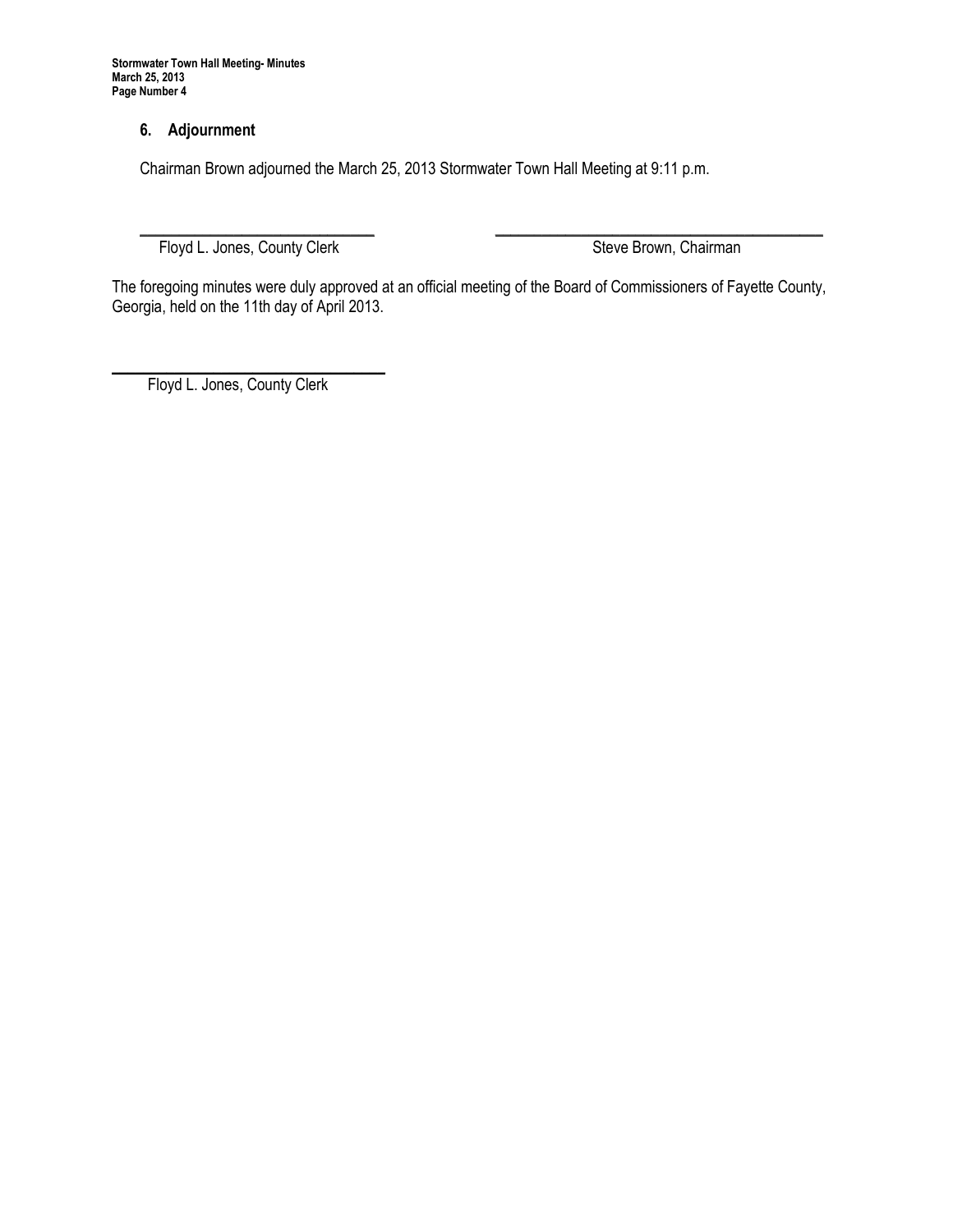## 6. Adjournment

Chairman Brown adjourned the March 25, 2013 Stormwater Town Hall Meeting at 9:11 p.m.

\_\_\_\_\_\_\_\_\_\_\_\_\_\_\_\_\_\_\_\_\_\_\_\_\_\_\_\_\_\_ \_\_\_\_\_\_\_\_\_\_\_\_\_\_\_\_\_\_\_\_\_\_\_\_\_\_\_\_\_\_\_\_\_\_\_\_\_\_\_\_\_\_\_

Floyd L. Jones, County Clerk Steve Brown, Chairman

The foregoing minutes were duly approved at an official meeting of the Board of Commissioners of Fayette County, Georgia, held on the 11th day of April 2013.

\_\_\_\_\_\_\_\_\_\_\_\_\_\_\_\_\_\_\_\_\_\_\_\_\_\_\_\_\_\_\_\_\_\_\_

Floyd L. Jones, County Clerk